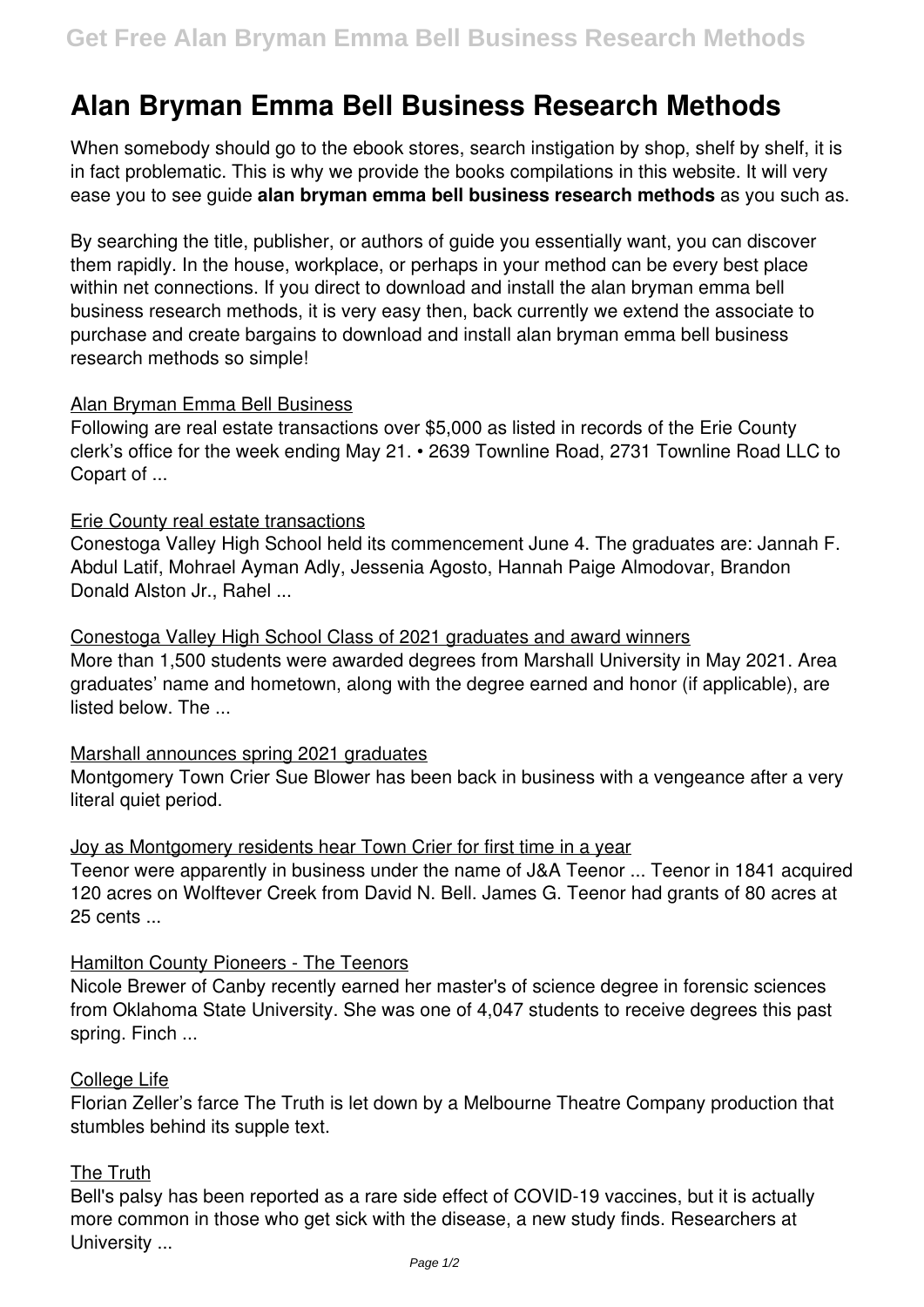# Alan Bryman Emma Bell Business Research Methods

When somebody should go to the ebook stores, search instigation by shop, shelf by shelf, it is in fact problematic. This is why we provide the books compilations in this website. It will very ease you to see guide **alan bryman emma bell business research methods** as you such as.

By searching the title, publisher, or authors of guide you essentially want, you can discover them rapidly. In the house, workplace, or perhaps in your method can be every best place within net connections. If you direct to download and install the alan bryman emma bell business research methods, it is very easy then, back currently we extend the associate to purchase and create bargains to download and install alan bryman emma bell business research methods so simple!

Alan Bryman Emma Bell Business

Following are real estate transactions over $5,000 as listed in records of the Erie County clerk's office for the week ending May 21. • 2639 Townline Road, 2731 Townline Road LLC to Copart of ...

Erie County real estate transactions

Conestoga Valley High School held its commencement June 4. The graduates are: Jannah F. Abdul Latif, Mohrael Ayman Adly, Jessenia Agosto, Hannah Paige Almodovar, Brandon Donald Alston Jr., Rahel ...

Conestoga Valley High School Class of 2021 graduates and award winners

More than 1,500 students were awarded degrees from Marshall University in May 2021. Area graduates' name and hometown, along with the degree earned and honor (if applicable), are listed below. The ...

Marshall announces spring 2021 graduates

Montgomery Town Crier Sue Blower has been back in business with a vengeance after a very literal quiet period.

Joy as Montgomery residents hear Town Crier for first time in a year

Teenor were apparently in business under the name of J&A Teenor ... Teenor in 1841 acquired 120 acres on Wolftever Creek from David N. Bell. James G. Teenor had grants of 80 acres at 25 cents ...

Hamilton County Pioneers - The Teenors

Nicole Brewer of Canby recently earned her master's of science degree in forensic sciences from Oklahoma State University. She was one of 4,047 students to receive degrees this past spring. Finch ...

College Life

Florian Zeller's farce The Truth is let down by a Melbourne Theatre Company production that stumbles behind its supple text.

The Truth

Bell's palsy has been reported as a rare side effect of COVID-19 vaccines, but it is actually more common in those who get sick with the disease, a new study finds. Researchers at University ...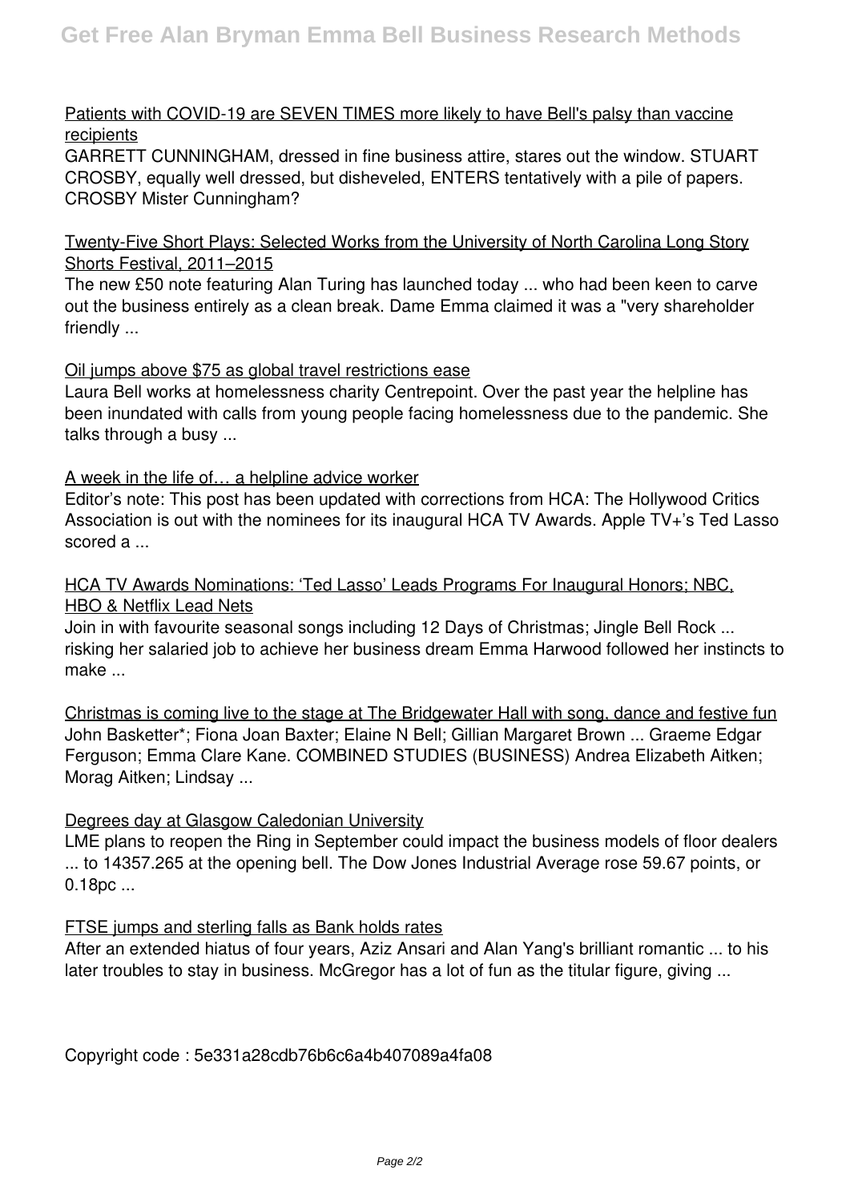Patients with COVID-19 are SEVEN TIMES more likely to have Bell's palsy than vaccine recipients

GARRETT CUNNINGHAM, dressed in fine business attire, stares out the window. STUART CROSBY, equally well dressed, but disheveled, ENTERS tentatively with a pile of papers. CROSBY Mister Cunningham?

Twenty-Five Short Plays: Selected Works from the University of North Carolina Long Story Shorts Festival, 2011–2015

The new £50 note featuring Alan Turing has launched today ... who had been keen to carve out the business entirely as a clean break. Dame Emma claimed it was a "very shareholder friendly ...

Oil jumps above $75 as global travel restrictions ease

Laura Bell works at homelessness charity Centrepoint. Over the past year the helpline has been inundated with calls from young people facing homelessness due to the pandemic. She talks through a busy ...

A week in the life of… a helpline advice worker

Editor's note: This post has been updated with corrections from HCA: The Hollywood Critics Association is out with the nominees for its inaugural HCA TV Awards. Apple TV+'s Ted Lasso scored a ...

HCA TV Awards Nominations: 'Ted Lasso' Leads Programs For Inaugural Honors; NBC, HBO & Netflix Lead Nets

Join in with favourite seasonal songs including 12 Days of Christmas; Jingle Bell Rock ... risking her salaried job to achieve her business dream Emma Harwood followed her instincts to make ...

Christmas is coming live to the stage at The Bridgewater Hall with song, dance and festive fun

John Basketter*; Fiona Joan Baxter; Elaine N Bell; Gillian Margaret Brown ... Graeme Edgar Ferguson; Emma Clare Kane. COMBINED STUDIES (BUSINESS) Andrea Elizabeth Aitken; Morag Aitken; Lindsay ...

Degrees day at Glasgow Caledonian University

LME plans to reopen the Ring in September could impact the business models of floor dealers ... to 14357.265 at the opening bell. The Dow Jones Industrial Average rose 59.67 points, or 0.18pc ...

FTSE jumps and sterling falls as Bank holds rates

After an extended hiatus of four years, Aziz Ansari and Alan Yang's brilliant romantic ... to his later troubles to stay in business. McGregor has a lot of fun as the titular figure, giving ...

Copyright code : 5e331a28cdb76b6c6a4b407089a4fa08